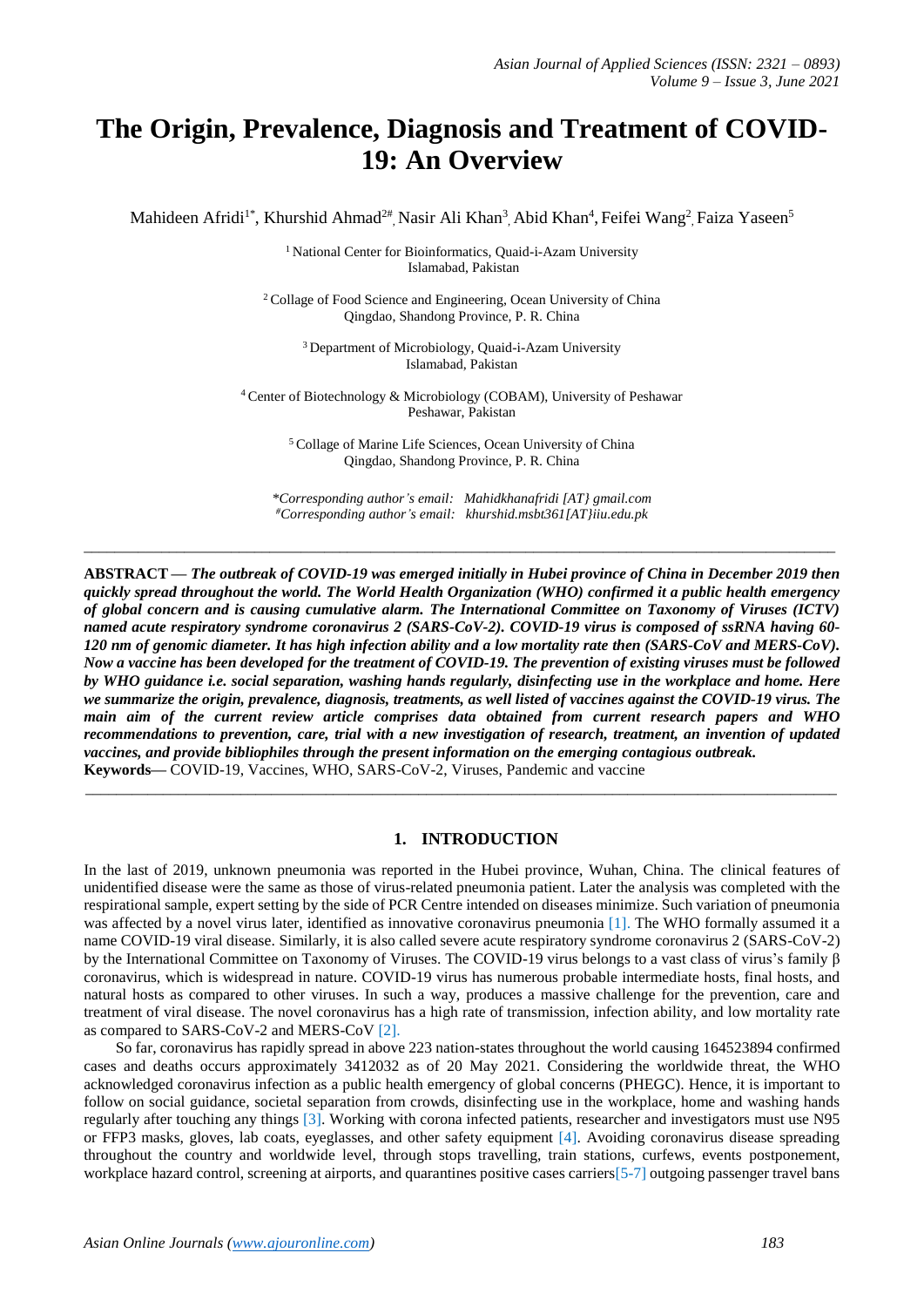# The Origin, Prevalence, Diagnosis and Treatment of COVID-19: An Overview

Mahideen Afridi[1*], Khurshid Ahmad[2#], Nasir Ali Khan[3], Abid Khan[4], Feifei Wang[2], Faiza Yaseen[5]

[1] National Center for Bioinformatics, Quaid-i-Azam University
Islamabad, Pakistan

[2] Collage of Food Science and Engineering, Ocean University of China
Qingdao, Shandong Province, P. R. China

[3] Department of Microbiology, Quaid-i-Azam University
Islamabad, Pakistan

[4] Center of Biotechnology & Microbiology (COBAM), University of Peshawar
Peshawar, Pakistan

[5] Collage of Marine Life Sciences, Ocean University of China
Qingdao, Shandong Province, P. R. China

*\*Corresponding author's email: Mahidkhanafridi [AT} gmail.com*
*#Corresponding author's email: khurshid.msbt361[AT}iiu.edu.pk*

---

**ABSTRACT —** ***The outbreak of COVID-19 was emerged initially in Hubei province of China in December 2019 then quickly spread throughout the world. The World Health Organization (WHO) confirmed it a public health emergency of global concern and is causing cumulative alarm. The International Committee on Taxonomy of Viruses (ICTV) named acute respiratory syndrome coronavirus 2 (SARS-CoV-2). COVID-19 virus is composed of ssRNA having 60-120 nm of genomic diameter. It has high infection ability and a low mortality rate then (SARS-CoV and MERS-CoV). Now a vaccine has been developed for the treatment of COVID-19. The prevention of existing viruses must be followed by WHO guidance i.e. social separation, washing hands regularly, disinfecting use in the workplace and home. Here we summarize the origin, prevalence, diagnosis, treatments, as well listed of vaccines against the COVID-19 virus. The main aim of the current review article comprises data obtained from current research papers and WHO recommendations to prevention, care, trial with a new investigation of research, treatment, an invention of updated vaccines, and provide bibliophiles through the present information on the emerging contagious outbreak.***

**Keywords—** COVID-19, Vaccines, WHO, SARS-CoV-2, Viruses, Pandemic and vaccine

---

## 1. INTRODUCTION

In the last of 2019, unknown pneumonia was reported in the Hubei province, Wuhan, China. The clinical features of unidentified disease were the same as those of virus-related pneumonia patient. Later the analysis was completed with the respirational sample, expert setting by the side of PCR Centre intended on diseases minimize. Such variation of pneumonia was affected by a novel virus later, identified as innovative coronavirus pneumonia [1]. The WHO formally assumed it a name COVID-19 viral disease. Similarly, it is also called severe acute respiratory syndrome coronavirus 2 (SARS-CoV-2) by the International Committee on Taxonomy of Viruses. The COVID-19 virus belongs to a vast class of virus's family β coronavirus, which is widespread in nature. COVID-19 virus has numerous probable intermediate hosts, final hosts, and natural hosts as compared to other viruses. In such a way, produces a massive challenge for the prevention, care and treatment of viral disease. The novel coronavirus has a high rate of transmission, infection ability, and low mortality rate as compared to SARS-CoV-2 and MERS-CoV [2].

So far, coronavirus has rapidly spread in above 223 nation-states throughout the world causing 164523894 confirmed cases and deaths occurs approximately 3412032 as of 20 May 2021. Considering the worldwide threat, the WHO acknowledged coronavirus infection as a public health emergency of global concerns (PHEGC). Hence, it is important to follow on social guidance, societal separation from crowds, disinfecting use in the workplace, home and washing hands regularly after touching any things [3]. Working with corona infected patients, researcher and investigators must use N95 or FFP3 masks, gloves, lab coats, eyeglasses, and other safety equipment [4]. Avoiding coronavirus disease spreading throughout the country and worldwide level, through stops travelling, train stations, curfews, events postponement, workplace hazard control, screening at airports, and quarantines positive cases carriers[5-7] outgoing passenger travel bans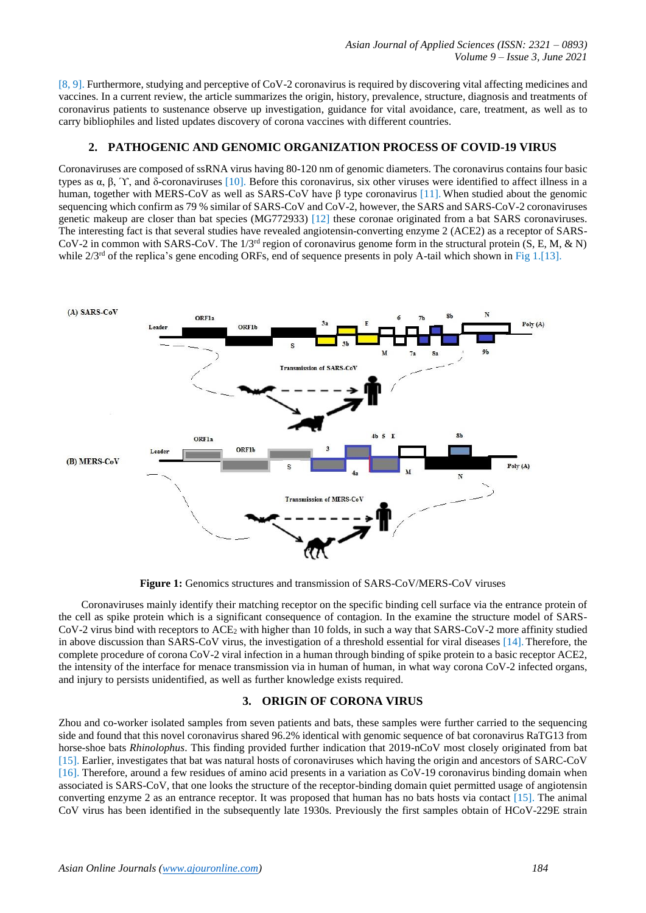[8, 9]. Furthermore, studying and perceptive of CoV-2 coronavirus is required by discovering vital affecting medicines and vaccines. In a current review, the article summarizes the origin, history, prevalence, structure, diagnosis and treatments of coronavirus patients to sustenance observe up investigation, guidance for vital avoidance, care, treatment, as well as to carry bibliophiles and listed updates discovery of corona vaccines with different countries.

## 2. PATHOGENIC AND GENOMIC ORGANIZATION PROCESS OF COVID-19 VIRUS

Coronaviruses are composed of ssRNA virus having 80-120 nm of genomic diameters. The coronavirus contains four basic types as α, β, ϒ, and δ-coronaviruses [10]. Before this coronavirus, six other viruses were identified to affect illness in a human, together with MERS-CoV as well as SARS-CoV have β type coronavirus [11]. When studied about the genomic sequencing which confirm as 79 % similar of SARS-CoV and CoV-2, however, the SARS and SARS-CoV-2 coronaviruses genetic makeup are closer than bat species (MG772933) [12] these coronae originated from a bat SARS coronaviruses. The interesting fact is that several studies have revealed angiotensin-converting enzyme 2 (ACE2) as a receptor of SARS-CoV-2 in common with SARS-CoV. The 1/3[rd] region of coronavirus genome form in the structural protein (S, E, M, & N) while 2/3[rd] of the replica's gene encoding ORFs, end of sequence presents in poly A-tail which shown in Fig 1.[13].

**Figure 1:** Genomics structures and transmission of SARS-CoV/MERS-CoV viruses

Coronaviruses mainly identify their matching receptor on the specific binding cell surface via the entrance protein of the cell as spike protein which is a significant consequence of contagion. In the examine the structure model of SARS-CoV-2 virus bind with receptors to $ACE_2$ with higher than 10 folds, in such a way that SARS-CoV-2 more affinity studied in above discussion than SARS-CoV virus, the investigation of a threshold essential for viral diseases [14]. Therefore, the complete procedure of corona CoV-2 viral infection in a human through binding of spike protein to a basic receptor ACE2, the intensity of the interface for menace transmission via in human of human, in what way corona CoV-2 infected organs, and injury to persists unidentified, as well as further knowledge exists required.

## 3. ORIGIN OF CORONA VIRUS

Zhou and co-worker isolated samples from seven patients and bats, these samples were further carried to the sequencing side and found that this novel coronavirus shared 96.2% identical with genomic sequence of bat coronavirus RaTG13 from horse-shoe bats *Rhinolophus*. This finding provided further indication that 2019-nCoV most closely originated from bat [15]. Earlier, investigates that bat was natural hosts of coronaviruses which having the origin and ancestors of SARC-CoV [16]. Therefore, around a few residues of amino acid presents in a variation as CoV-19 coronavirus binding domain when associated is SARS-CoV, that one looks the structure of the receptor-binding domain quiet permitted usage of angiotensin converting enzyme 2 as an entrance receptor. It was proposed that human has no bats hosts via contact [15]. The animal CoV virus has been identified in the subsequently late 1930s. Previously the first samples obtain of HCoV-229E strain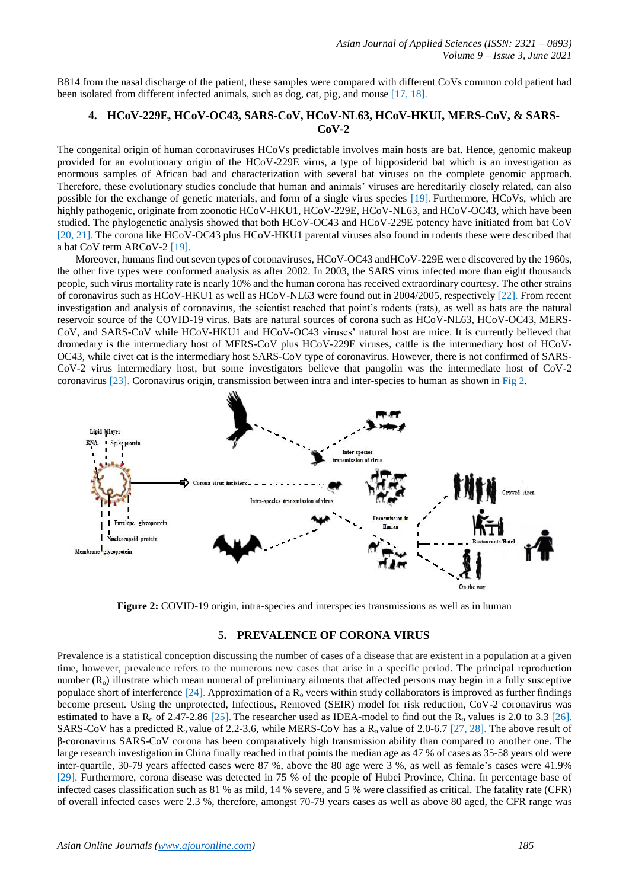B814 from the nasal discharge of the patient, these samples were compared with different CoVs common cold patient had been isolated from different infected animals, such as dog, cat, pig, and mouse [17, 18].

## 4. HCoV-229E, HCoV-OC43, SARS-CoV, HCoV-NL63, HCoV-HKUI, MERS-CoV, & SARS-CoV-2

The congenital origin of human coronaviruses HCoVs predictable involves main hosts are bat. Hence, genomic makeup provided for an evolutionary origin of the HCoV-229E virus, a type of hipposiderid bat which is an investigation as enormous samples of African bad and characterization with several bat viruses on the complete genomic approach. Therefore, these evolutionary studies conclude that human and animals' viruses are hereditarily closely related, can also possible for the exchange of genetic materials, and form of a single virus species [19]. Furthermore, HCoVs, which are highly pathogenic, originate from zoonotic HCoV-HKU1, HCoV-229E, HCoV-NL63, and HCoV-OC43, which have been studied. The phylogenetic analysis showed that both HCoV-OC43 and HCoV-229E potency have initiated from bat CoV [20, 21]. The corona like HCoV-OC43 plus HCoV-HKU1 parental viruses also found in rodents these were described that a bat CoV term ARCoV-2 [19].

Moreover, humans find out seven types of coronaviruses, HCoV-OC43 andHCoV-229E were discovered by the 1960s, the other five types were conformed analysis as after 2002. In 2003, the SARS virus infected more than eight thousands people, such virus mortality rate is nearly 10% and the human corona has received extraordinary courtesy. The other strains of coronavirus such as HCoV-HKU1 as well as HCoV-NL63 were found out in 2004/2005, respectively [22]. From recent investigation and analysis of coronavirus, the scientist reached that point's rodents (rats), as well as bats are the natural reservoir source of the COVID-19 virus. Bats are natural sources of corona such as HCoV-NL63, HCoV-OC43, MERS-CoV, and SARS-CoV while HCoV-HKU1 and HCoV-OC43 viruses' natural host are mice. It is currently believed that dromedary is the intermediary host of MERS-CoV plus HCoV-229E viruses, cattle is the intermediary host of HCoV-OC43, while civet cat is the intermediary host SARS-CoV type of coronavirus. However, there is not confirmed of SARS-CoV-2 virus intermediary host, but some investigators believe that pangolin was the intermediate host of CoV-2 coronavirus [23]. Coronavirus origin, transmission between intra and inter-species to human as shown in Fig 2.

**Figure 2:** COVID-19 origin, intra-species and interspecies transmissions as well as in human

## 5. PREVALENCE OF CORONA VIRUS

Prevalence is a statistical conception discussing the number of cases of a disease that are existent in a population at a given time, however, prevalence refers to the numerous new cases that arise in a specific period. The principal reproduction number ($R_o$) illustrate which mean numeral of preliminary ailments that affected persons may begin in a fully susceptive populace short of interference [24]. Approximation of a $R_o$ veers within study collaborators is improved as further findings become present. Using the unprotected, Infectious, Removed (SEIR) model for risk reduction, CoV-2 coronavirus was estimated to have a $R_o$ of 2.47-2.86 [25]. The researcher used as IDEA-model to find out the $R_o$ values is 2.0 to 3.3 [26]. SARS-CoV has a predicted $R_o$ value of 2.2-3.6, while MERS-CoV has a $R_o$ value of 2.0-6.7 [27, 28]. The above result of β-coronavirus SARS-CoV corona has been comparatively high transmission ability than compared to another one. The large research investigation in China finally reached in that points the median age as 47 % of cases as 35-58 years old were inter-quartile, 30-79 years affected cases were 87 %, above the 80 age were 3 %, as well as female's cases were 41.9% [29]. Furthermore, corona disease was detected in 75 % of the people of Hubei Province, China. In percentage base of infected cases classification such as 81 % as mild, 14 % severe, and 5 % were classified as critical. The fatality rate (CFR) of overall infected cases were 2.3 %, therefore, amongst 70-79 years cases as well as above 80 aged, the CFR range was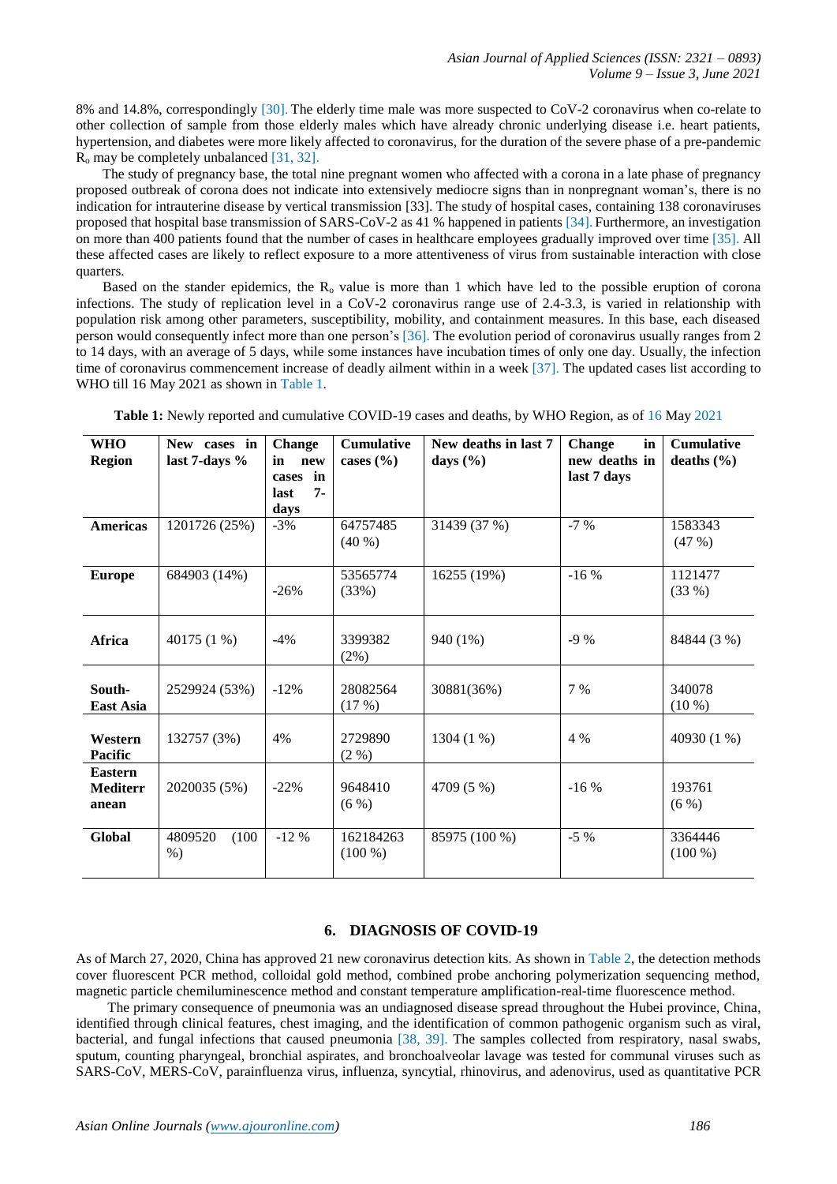8% and 14.8%, correspondingly [30]. The elderly time male was more suspected to CoV-2 coronavirus when co-relate to other collection of sample from those elderly males which have already chronic underlying disease i.e. heart patients, hypertension, and diabetes were more likely affected to coronavirus, for the duration of the severe phase of a pre-pandemic $R_o$ may be completely unbalanced [31, 32].

The study of pregnancy base, the total nine pregnant women who affected with a corona in a late phase of pregnancy proposed outbreak of corona does not indicate into extensively mediocre signs than in nonpregnant woman's, there is no indication for intrauterine disease by vertical transmission [33]. The study of hospital cases, containing 138 coronaviruses proposed that hospital base transmission of SARS-CoV-2 as 41 % happened in patients [34]. Furthermore, an investigation on more than 400 patients found that the number of cases in healthcare employees gradually improved over time [35]. All these affected cases are likely to reflect exposure to a more attentiveness of virus from sustainable interaction with close quarters.

Based on the stander epidemics, the $R_o$ value is more than 1 which have led to the possible eruption of corona infections. The study of replication level in a CoV-2 coronavirus range use of 2.4-3.3, is varied in relationship with population risk among other parameters, susceptibility, mobility, and containment measures. In this base, each diseased person would consequently infect more than one person's [36]. The evolution period of coronavirus usually ranges from 2 to 14 days, with an average of 5 days, while some instances have incubation times of only one day. Usually, the infection time of coronavirus commencement increase of deadly ailment within in a week [37]. The updated cases list according to WHO till 16 May 2021 as shown in Table 1.

**Table 1:** Newly reported and cumulative COVID-19 cases and deaths, by WHO Region, as of 16 May 2021

| WHO Region | New cases in last 7-days % | Change in new cases in last 7-days | Cumulative cases (%) | New deaths in last 7 days (%) | Change in new deaths in last 7 days | Cumulative deaths (%) |
|---|---|---|---|---|---|---|
| **Americas** | 1201726 (25%) | -3% | 64757485 (40 %) | 31439 (37 %) | -7 % | 1583343 (47 %) |
| **Europe** | 684903 (14%) | -26% | 53565774 (33%) | 16255 (19%) | -16 % | 1121477 (33 %) |
| **Africa** | 40175 (1 %) | -4% | 3399382 (2%) | 940 (1%) | -9 % | 84844 (3 %) |
| **South-East Asia** | 2529924 (53%) | -12% | 28082564 (17 %) | 30881(36%) | 7 % | 340078 (10 %) |
| **Western Pacific** | 132757 (3%) | 4% | 2729890 (2 %) | 1304 (1 %) | 4 % | 40930 (1 %) |
| **Eastern Mediterranean** | 2020035 (5%) | -22% | 9648410 (6 %) | 4709 (5 %) | -16 % | 193761 (6 %) |
| **Global** | 4809520 (100 %) | -12 % | 162184263 (100 %) | 85975 (100 %) | -5 % | 3364446 (100 %) |

## 6. DIAGNOSIS OF COVID-19

As of March 27, 2020, China has approved 21 new coronavirus detection kits. As shown in Table 2, the detection methods cover fluorescent PCR method, colloidal gold method, combined probe anchoring polymerization sequencing method, magnetic particle chemiluminescence method and constant temperature amplification-real-time fluorescence method.

The primary consequence of pneumonia was an undiagnosed disease spread throughout the Hubei province, China, identified through clinical features, chest imaging, and the identification of common pathogenic organism such as viral, bacterial, and fungal infections that caused pneumonia [38, 39]. The samples collected from respiratory, nasal swabs, sputum, counting pharyngeal, bronchial aspirates, and bronchoalveolar lavage was tested for communal viruses such as SARS-CoV, MERS-CoV, parainfluenza virus, influenza, syncytial, rhinovirus, and adenovirus, used as quantitative PCR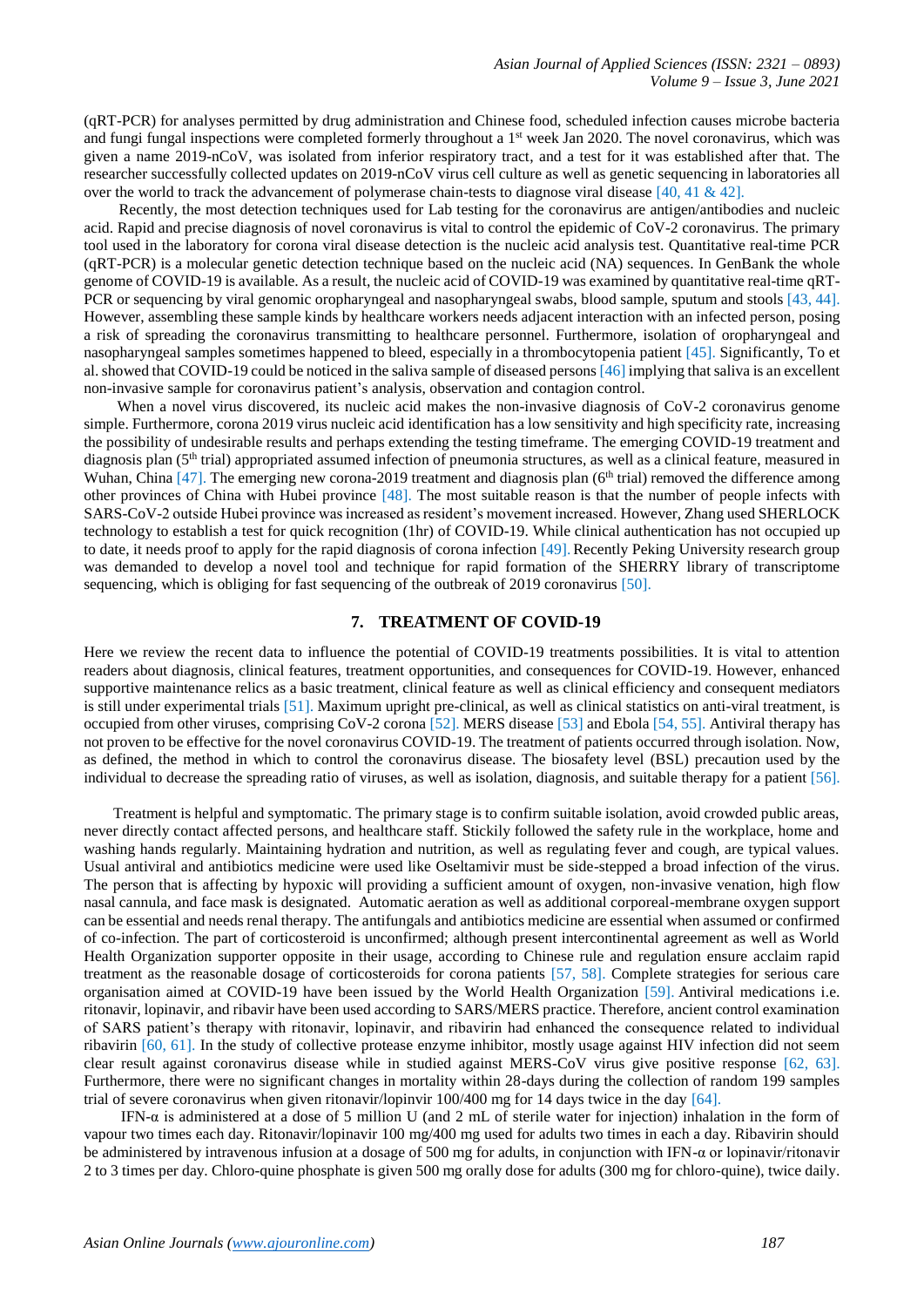(qRT-PCR) for analyses permitted by drug administration and Chinese food, scheduled infection causes microbe bacteria and fungi fungal inspections were completed formerly throughout a 1st week Jan 2020. The novel coronavirus, which was given a name 2019-nCoV, was isolated from inferior respiratory tract, and a test for it was established after that. The researcher successfully collected updates on 2019-nCoV virus cell culture as well as genetic sequencing in laboratories all over the world to track the advancement of polymerase chain-tests to diagnose viral disease [40, 41 & 42].

Recently, the most detection techniques used for Lab testing for the coronavirus are antigen/antibodies and nucleic acid. Rapid and precise diagnosis of novel coronavirus is vital to control the epidemic of CoV-2 coronavirus. The primary tool used in the laboratory for corona viral disease detection is the nucleic acid analysis test. Quantitative real-time PCR (qRT-PCR) is a molecular genetic detection technique based on the nucleic acid (NA) sequences. In GenBank the whole genome of COVID-19 is available. As a result, the nucleic acid of COVID-19 was examined by quantitative real-time qRT-PCR or sequencing by viral genomic oropharyngeal and nasopharyngeal swabs, blood sample, sputum and stools [43, 44]. However, assembling these sample kinds by healthcare workers needs adjacent interaction with an infected person, posing a risk of spreading the coronavirus transmitting to healthcare personnel. Furthermore, isolation of oropharyngeal and nasopharyngeal samples sometimes happened to bleed, especially in a thrombocytopenia patient [45]. Significantly, To et al. showed that COVID-19 could be noticed in the saliva sample of diseased persons [46] implying that saliva is an excellent non-invasive sample for coronavirus patient's analysis, observation and contagion control.

When a novel virus discovered, its nucleic acid makes the non-invasive diagnosis of CoV-2 coronavirus genome simple. Furthermore, corona 2019 virus nucleic acid identification has a low sensitivity and high specificity rate, increasing the possibility of undesirable results and perhaps extending the testing timeframe. The emerging COVID-19 treatment and diagnosis plan (5th trial) appropriated assumed infection of pneumonia structures, as well as a clinical feature, measured in Wuhan, China [47]. The emerging new corona-2019 treatment and diagnosis plan (6th trial) removed the difference among other provinces of China with Hubei province [48]. The most suitable reason is that the number of people infects with SARS-CoV-2 outside Hubei province was increased as resident's movement increased. However, Zhang used SHERLOCK technology to establish a test for quick recognition (1hr) of COVID-19. While clinical authentication has not occupied up to date, it needs proof to apply for the rapid diagnosis of corona infection [49]. Recently Peking University research group was demanded to develop a novel tool and technique for rapid formation of the SHERRY library of transcriptome sequencing, which is obliging for fast sequencing of the outbreak of 2019 coronavirus [50].

## 7. TREATMENT OF COVID-19

Here we review the recent data to influence the potential of COVID-19 treatments possibilities. It is vital to attention readers about diagnosis, clinical features, treatment opportunities, and consequences for COVID-19. However, enhanced supportive maintenance relics as a basic treatment, clinical feature as well as clinical efficiency and consequent mediators is still under experimental trials [51]. Maximum upright pre-clinical, as well as clinical statistics on anti-viral treatment, is occupied from other viruses, comprising CoV-2 corona [52]. MERS disease [53] and Ebola [54, 55]. Antiviral therapy has not proven to be effective for the novel coronavirus COVID-19. The treatment of patients occurred through isolation. Now, as defined, the method in which to control the coronavirus disease. The biosafety level (BSL) precaution used by the individual to decrease the spreading ratio of viruses, as well as isolation, diagnosis, and suitable therapy for a patient [56].

Treatment is helpful and symptomatic. The primary stage is to confirm suitable isolation, avoid crowded public areas, never directly contact affected persons, and healthcare staff. Stickily followed the safety rule in the workplace, home and washing hands regularly. Maintaining hydration and nutrition, as well as regulating fever and cough, are typical values. Usual antiviral and antibiotics medicine were used like Oseltamivir must be side-stepped a broad infection of the virus. The person that is affecting by hypoxic will providing a sufficient amount of oxygen, non-invasive venation, high flow nasal cannula, and face mask is designated. Automatic aeration as well as additional corporeal-membrane oxygen support can be essential and needs renal therapy. The antifungals and antibiotics medicine are essential when assumed or confirmed of co-infection. The part of corticosteroid is unconfirmed; although present intercontinental agreement as well as World Health Organization supporter opposite in their usage, according to Chinese rule and regulation ensure acclaim rapid treatment as the reasonable dosage of corticosteroids for corona patients [57, 58]. Complete strategies for serious care organisation aimed at COVID-19 have been issued by the World Health Organization [59]. Antiviral medications i.e. ritonavir, lopinavir, and ribavir have been used according to SARS/MERS practice. Therefore, ancient control examination of SARS patient's therapy with ritonavir, lopinavir, and ribavirin had enhanced the consequence related to individual ribavirin [60, 61]. In the study of collective protease enzyme inhibitor, mostly usage against HIV infection did not seem clear result against coronavirus disease while in studied against MERS-CoV virus give positive response [62, 63]. Furthermore, there were no significant changes in mortality within 28-days during the collection of random 199 samples trial of severe coronavirus when given ritonavir/lopinvir 100/400 mg for 14 days twice in the day [64].

IFN-α is administered at a dose of 5 million U (and 2 mL of sterile water for injection) inhalation in the form of vapour two times each day. Ritonavir/lopinavir 100 mg/400 mg used for adults two times in each a day. Ribavirin should be administered by intravenous infusion at a dosage of 500 mg for adults, in conjunction with IFN-α or lopinavir/ritonavir 2 to 3 times per day. Chloro-quine phosphate is given 500 mg orally dose for adults (300 mg for chloro-quine), twice daily.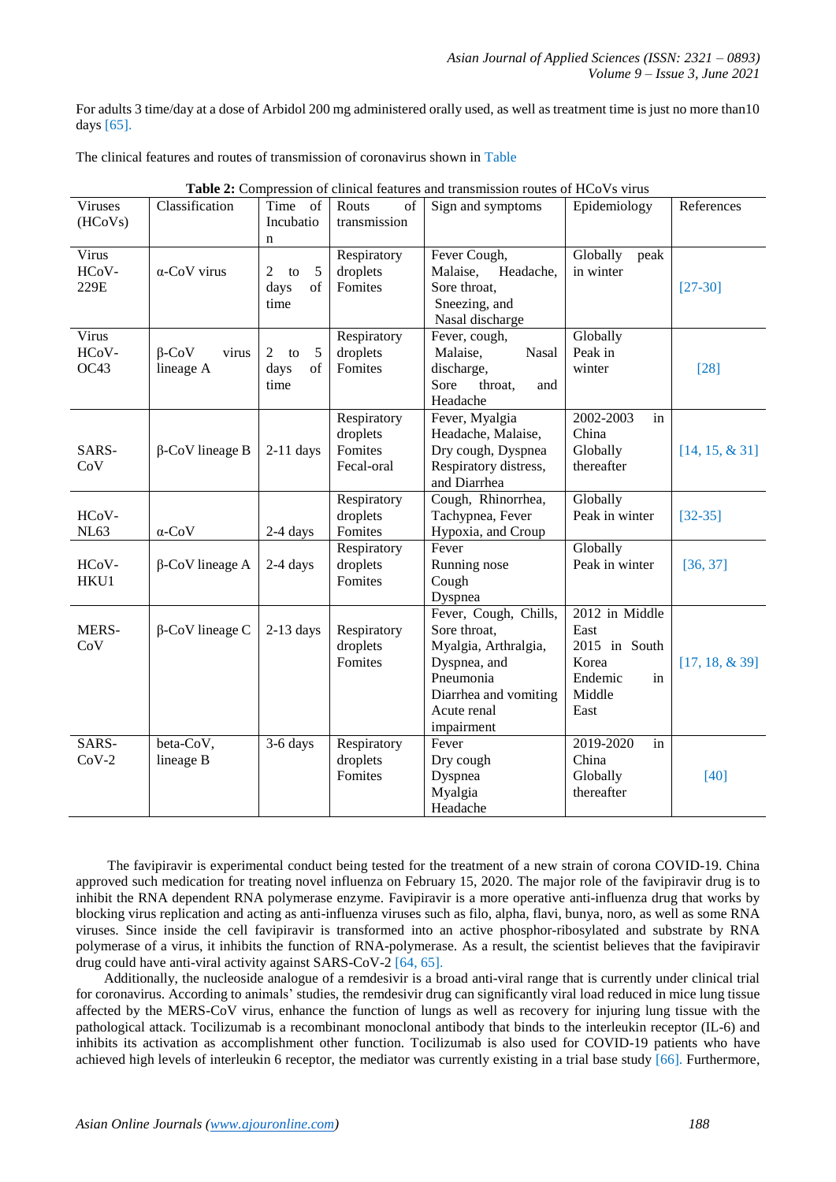For adults 3 time/day at a dose of Arbidol 200 mg administered orally used, as well as treatment time is just no more than10 days [65].

The clinical features and routes of transmission of coronavirus shown in Table

**Table 2:** Compression of clinical features and transmission routes of HCoVs virus

| Viruses (HCoVs) | Classification | Time of Incubation | Routs of transmission | Sign and symptoms | Epidemiology | References |
|---|---|---|---|---|---|---|
| Virus HCoV-229E | α-CoV virus | 2 to 5 days of time | Respiratory droplets Fomites | Fever Cough, Malaise, Headache, Sore throat, Sneezing, and Nasal discharge | Globally peak in winter | [27-30] |
| Virus HCoV-OC43 | β-CoV virus lineage A | 2 to 5 days of time | Respiratory droplets Fomites | Fever, cough, Malaise, Nasal discharge, Sore throat, and Headache | Globally Peak in winter | [28] |
| SARS-CoV | β-CoV lineage B | 2-11 days | Respiratory droplets Fomites Fecal-oral | Fever, Myalgia Headache, Malaise, Dry cough, Dyspnea Respiratory distress, and Diarrhea | 2002-2003 in China Globally thereafter | [14, 15, & 31] |
| HCoV-NL63 | α-CoV | 2-4 days | Respiratory droplets Fomites | Cough, Rhinorrhea, Tachypnea, Fever Hypoxia, and Croup | Globally Peak in winter | [32-35] |
| HCoV-HKU1 | β-CoV lineage A | 2-4 days | Respiratory droplets Fomites | Fever Running nose Cough Dyspnea | Globally Peak in winter | [36, 37] |
| MERS-CoV | β-CoV lineage C | 2-13 days | Respiratory droplets Fomites | Fever, Cough, Chills, Sore throat, Myalgia, Arthralgia, Dyspnea, and Pneumonia Diarrhea and vomiting Acute renal impairment | 2012 in Middle East 2015 in South Korea Endemic in Middle East | [17, 18, & 39] |
| SARS-CoV-2 | beta-CoV, lineage B | 3-6 days | Respiratory droplets Fomites | Fever Dry cough Dyspnea Myalgia Headache | 2019-2020 in China Globally thereafter | [40] |

The favipiravir is experimental conduct being tested for the treatment of a new strain of corona COVID-19. China approved such medication for treating novel influenza on February 15, 2020. The major role of the favipiravir drug is to inhibit the RNA dependent RNA polymerase enzyme. Favipiravir is a more operative anti-influenza drug that works by blocking virus replication and acting as anti-influenza viruses such as filo, alpha, flavi, bunya, noro, as well as some RNA viruses. Since inside the cell favipiravir is transformed into an active phosphor-ribosylated and substrate by RNA polymerase of a virus, it inhibits the function of RNA-polymerase. As a result, the scientist believes that the favipiravir drug could have anti-viral activity against SARS-CoV-2 [64, 65].

Additionally, the nucleoside analogue of a remdesivir is a broad anti-viral range that is currently under clinical trial for coronavirus. According to animals' studies, the remdesivir drug can significantly viral load reduced in mice lung tissue affected by the MERS-CoV virus, enhance the function of lungs as well as recovery for injuring lung tissue with the pathological attack. Tocilizumab is a recombinant monoclonal antibody that binds to the interleukin receptor (IL-6) and inhibits its activation as accomplishment other function. Tocilizumab is also used for COVID-19 patients who have achieved high levels of interleukin 6 receptor, the mediator was currently existing in a trial base study [66]. Furthermore,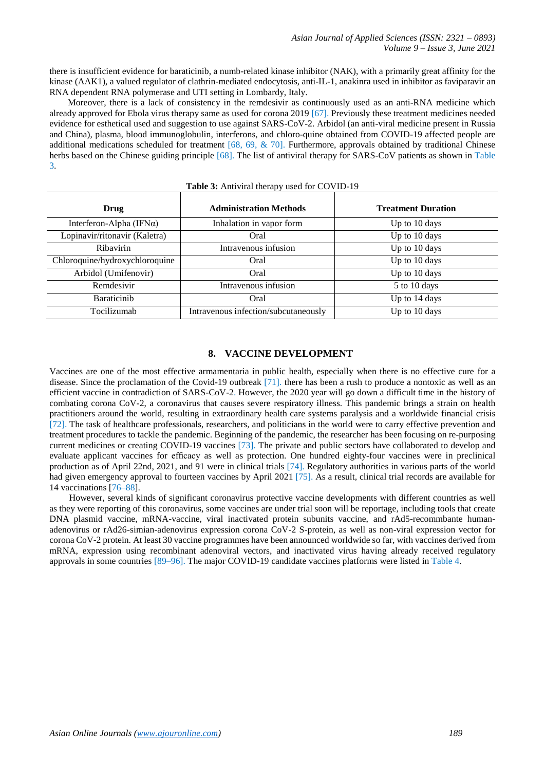there is insufficient evidence for baraticinib, a numb-related kinase inhibitor (NAK), with a primarily great affinity for the kinase (AAK1), a valued regulator of clathrin-mediated endocytosis, anti-IL-1, anakinra used in inhibitor as faviparavir an RNA dependent RNA polymerase and UTI setting in Lombardy, Italy.

Moreover, there is a lack of consistency in the remdesivir as continuously used as an anti-RNA medicine which already approved for Ebola virus therapy same as used for corona 2019 [67]. Previously these treatment medicines needed evidence for esthetical used and suggestion to use against SARS-CoV-2. Arbidol (an anti-viral medicine present in Russia and China), plasma, blood immunoglobulin, interferons, and chloro-quine obtained from COVID-19 affected people are additional medications scheduled for treatment [68, 69, & 70]. Furthermore, approvals obtained by traditional Chinese herbs based on the Chinese guiding principle [68]. The list of antiviral therapy for SARS-CoV patients as shown in Table 3.

**Table 3:** Antiviral therapy used for COVID-19

| Drug | Administration Methods | Treatment Duration |
|---|---|---|
| Interferon-Alpha (IFNα) | Inhalation in vapor form | Up to 10 days |
| Lopinavir/ritonavir (Kaletra) | Oral | Up to 10 days |
| Ribavirin | Intravenous infusion | Up to 10 days |
| Chloroquine/hydroxychloroquine | Oral | Up to 10 days |
| Arbidol (Umifenovir) | Oral | Up to 10 days |
| Remdesivir | Intravenous infusion | 5 to 10 days |
| Baraticinib | Oral | Up to 14 days |
| Tocilizumab | Intravenous infection/subcutaneously | Up to 10 days |

## 8. VACCINE DEVELOPMENT

Vaccines are one of the most effective armamentaria in public health, especially when there is no effective cure for a disease. Since the proclamation of the Covid-19 outbreak [71]. there has been a rush to produce a nontoxic as well as an efficient vaccine in contradiction of SARS-CoV-2. However, the 2020 year will go down a difficult time in the history of combating corona CoV-2, a coronavirus that causes severe respiratory illness. This pandemic brings a strain on health practitioners around the world, resulting in extraordinary health care systems paralysis and a worldwide financial crisis [72]. The task of healthcare professionals, researchers, and politicians in the world were to carry effective prevention and treatment procedures to tackle the pandemic. Beginning of the pandemic, the researcher has been focusing on re-purposing current medicines or creating COVID-19 vaccines [73]. The private and public sectors have collaborated to develop and evaluate applicant vaccines for efficacy as well as protection. One hundred eighty-four vaccines were in preclinical production as of April 22nd, 2021, and 91 were in clinical trials [74]. Regulatory authorities in various parts of the world had given emergency approval to fourteen vaccines by April 2021 [75]. As a result, clinical trial records are available for 14 vaccinations [76–88].

However, several kinds of significant coronavirus protective vaccine developments with different countries as well as they were reporting of this coronavirus, some vaccines are under trial soon will be reportage, including tools that create DNA plasmid vaccine, mRNA-vaccine, viral inactivated protein subunits vaccine, and rAd5-recommbante human-adenovirus or rAd26-simian-adenovirus expression corona CoV-2 S-protein, as well as non-viral expression vector for corona CoV-2 protein. At least 30 vaccine programmes have been announced worldwide so far, with vaccines derived from mRNA, expression using recombinant adenoviral vectors, and inactivated virus having already received regulatory approvals in some countries [89–96]. The major COVID-19 candidate vaccines platforms were listed in Table 4.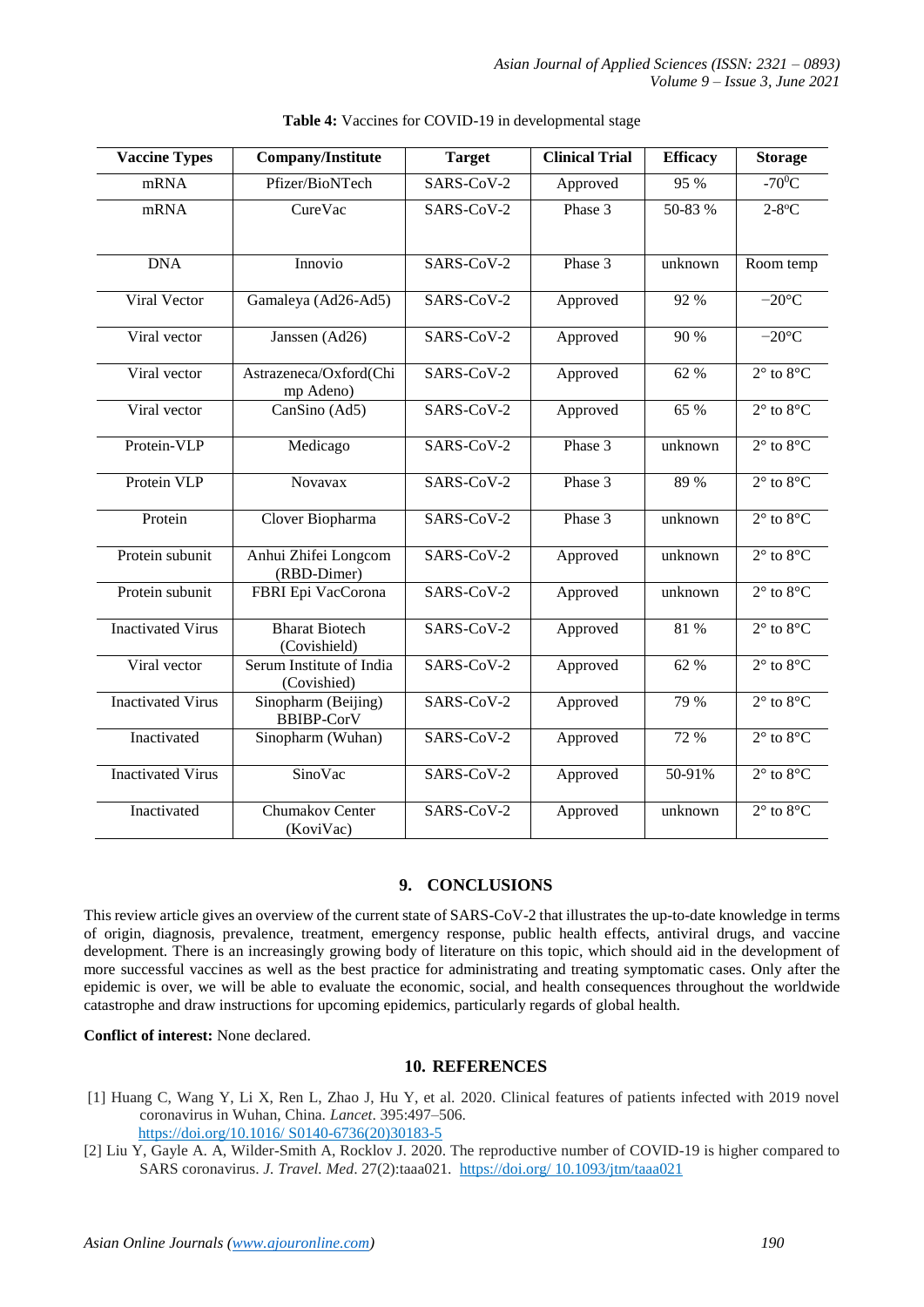**Table 4:** Vaccines for COVID-19 in developmental stage

| Vaccine Types | Company/Institute | Target | Clinical Trial | Efficacy | Storage |
|---|---|---|---|---|---|
| mRNA | Pfizer/BioNTech | SARS-CoV-2 | Approved | 95 % | $-70^0$C |
| mRNA | CureVac | SARS-CoV-2 | Phase 3 | 50-83 % | 2-8ºC |
| DNA | Innovio | SARS-CoV-2 | Phase 3 | unknown | Room temp |
| Viral Vector | Gamaleya (Ad26-Ad5) | SARS-CoV-2 | Approved | 92 % | −20°C |
| Viral vector | Janssen (Ad26) | SARS-CoV-2 | Approved | 90 % | −20°C |
| Viral vector | Astrazeneca/Oxford(Chimp Adeno) | SARS-CoV-2 | Approved | 62 % | 2° to 8°C |
| Viral vector | CanSino (Ad5) | SARS-CoV-2 | Approved | 65 % | 2° to 8°C |
| Protein-VLP | Medicago | SARS-CoV-2 | Phase 3 | unknown | 2° to 8°C |
| Protein VLP | Novavax | SARS-CoV-2 | Phase 3 | 89 % | 2° to 8°C |
| Protein | Clover Biopharma | SARS-CoV-2 | Phase 3 | unknown | 2° to 8°C |
| Protein subunit | Anhui Zhifei Longcom (RBD-Dimer) | SARS-CoV-2 | Approved | unknown | 2° to 8°C |
| Protein subunit | FBRI Epi VacCorona | SARS-CoV-2 | Approved | unknown | 2° to 8°C |
| Inactivated Virus | Bharat Biotech (Covishield) | SARS-CoV-2 | Approved | 81 % | 2° to 8°C |
| Viral vector | Serum Institute of India (Covishied) | SARS-CoV-2 | Approved | 62 % | 2° to 8°C |
| Inactivated Virus | Sinopharm (Beijing) BBIBP-CorV | SARS-CoV-2 | Approved | 79 % | 2° to 8°C |
| Inactivated | Sinopharm (Wuhan) | SARS-CoV-2 | Approved | 72 % | 2° to 8°C |
| Inactivated Virus | SinoVac | SARS-CoV-2 | Approved | 50-91% | 2° to 8°C |
| Inactivated | Chumakov Center (KoviVac) | SARS-CoV-2 | Approved | unknown | 2° to 8°C |

## 9. CONCLUSIONS

This review article gives an overview of the current state of SARS-CoV-2 that illustrates the up-to-date knowledge in terms of origin, diagnosis, prevalence, treatment, emergency response, public health effects, antiviral drugs, and vaccine development. There is an increasingly growing body of literature on this topic, which should aid in the development of more successful vaccines as well as the best practice for administrating and treating symptomatic cases. Only after the epidemic is over, we will be able to evaluate the economic, social, and health consequences throughout the worldwide catastrophe and draw instructions for upcoming epidemics, particularly regards of global health.

**Conflict of interest:** None declared.

## 10. REFERENCES

[1] Huang C, Wang Y, Li X, Ren L, Zhao J, Hu Y, et al. 2020. Clinical features of patients infected with 2019 novel coronavirus in Wuhan, China. *Lancet*. 395:497–506. https://doi.org/10.1016/ S0140-6736(20)30183-5

[2] Liu Y, Gayle A. A, Wilder-Smith A, Rocklov J. 2020. The reproductive number of COVID-19 is higher compared to SARS coronavirus. *J. Travel. Med*. 27(2):taaa021. https://doi.org/ 10.1093/jtm/taaa021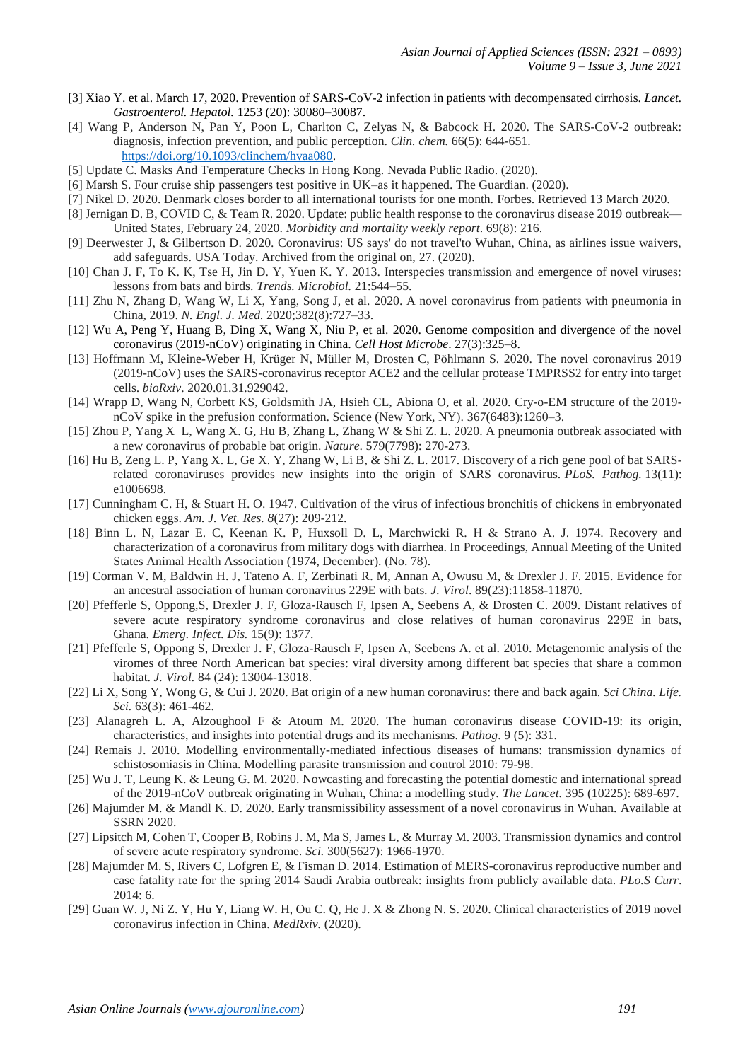[3] Xiao Y. et al. March 17, 2020. Prevention of SARS-CoV-2 infection in patients with decompensated cirrhosis. *Lancet. Gastroenterol. Hepatol.* 1253 (20): 30080–30087.

[4] Wang P, Anderson N, Pan Y, Poon L, Charlton C, Zelyas N, & Babcock H. 2020. The SARS-CoV-2 outbreak: diagnosis, infection prevention, and public perception. *Clin. chem.* 66(5): 644-651. https://doi.org/10.1093/clinchem/hvaa080.

[5] Update C. Masks And Temperature Checks In Hong Kong. Nevada Public Radio. (2020).

[6] Marsh S. Four cruise ship passengers test positive in UK–as it happened. The Guardian. (2020).

[7] Nikel D. 2020. Denmark closes border to all international tourists for one month. Forbes. Retrieved 13 March 2020.

[8] Jernigan D. B, COVID C, & Team R. 2020. Update: public health response to the coronavirus disease 2019 outbreak—United States, February 24, 2020. *Morbidity and mortality weekly report*. 69(8): 216.

[9] Deerwester J, & Gilbertson D. 2020. Coronavirus: US says' do not travel'to Wuhan, China, as airlines issue waivers, add safeguards. USA Today. Archived from the original on, 27. (2020).

[10] Chan J. F, To K. K, Tse H, Jin D. Y, Yuen K. Y. 2013. Interspecies transmission and emergence of novel viruses: lessons from bats and birds. *Trends. Microbiol.* 21:544–55.

[11] Zhu N, Zhang D, Wang W, Li X, Yang, Song J, et al. 2020. A novel coronavirus from patients with pneumonia in China, 2019. *N. Engl. J. Med.* 2020;382(8):727–33.

[12] Wu A, Peng Y, Huang B, Ding X, Wang X, Niu P, et al. 2020. Genome composition and divergence of the novel coronavirus (2019-nCoV) originating in China. *Cell Host Microbe*. 27(3):325–8.

[13] Hoffmann M, Kleine-Weber H, Krüger N, Müller M, Drosten C, Pöhlmann S. 2020. The novel coronavirus 2019 (2019-nCoV) uses the SARS-coronavirus receptor ACE2 and the cellular protease TMPRSS2 for entry into target cells. *bioRxiv*. 2020.01.31.929042.

[14] Wrapp D, Wang N, Corbett KS, Goldsmith JA, Hsieh CL, Abiona O, et al. 2020. Cry-o-EM structure of the 2019-nCoV spike in the prefusion conformation. Science (New York, NY). 367(6483):1260–3.

[15] Zhou P, Yang X L, Wang X. G, Hu B, Zhang L, Zhang W & Shi Z. L. 2020. A pneumonia outbreak associated with a new coronavirus of probable bat origin. *Nature*. 579(7798): 270-273.

[16] Hu B, Zeng L. P, Yang X. L, Ge X. Y, Zhang W, Li B, & Shi Z. L. 2017. Discovery of a rich gene pool of bat SARS-related coronaviruses provides new insights into the origin of SARS coronavirus. *PLoS. Pathog.* 13(11): e1006698.

[17] Cunningham C. H, & Stuart H. O. 1947. Cultivation of the virus of infectious bronchitis of chickens in embryonated chicken eggs. *Am. J. Vet. Res. 8*(27): 209-212.

[18] Binn L. N, Lazar E. C, Keenan K. P, Huxsoll D. L, Marchwicki R. H & Strano A. J. 1974. Recovery and characterization of a coronavirus from military dogs with diarrhea. In Proceedings, Annual Meeting of the United States Animal Health Association (1974, December). (No. 78).

[19] Corman V. M, Baldwin H. J, Tateno A. F, Zerbinati R. M, Annan A, Owusu M, & Drexler J. F. 2015. Evidence for an ancestral association of human coronavirus 229E with bats. *J. Virol*. 89(23):11858-11870.

[20] Pfefferle S, Oppong,S, Drexler J. F, Gloza-Rausch F, Ipsen A, Seebens A, & Drosten C. 2009. Distant relatives of severe acute respiratory syndrome coronavirus and close relatives of human coronavirus 229E in bats, Ghana. *Emerg. Infect. Dis.* 15(9): 1377.

[21] Pfefferle S, Oppong S, Drexler J. F, Gloza-Rausch F, Ipsen A, Seebens A. et al. 2010. Metagenomic analysis of the viromes of three North American bat species: viral diversity among different bat species that share a common habitat. *J. Virol.* 84 (24): 13004-13018.

[22] Li X, Song Y, Wong G, & Cui J. 2020. Bat origin of a new human coronavirus: there and back again. *Sci China. Life. Sci.* 63(3): 461-462.

[23] Alanagreh L. A, Alzoughool F & Atoum M. 2020. The human coronavirus disease COVID-19: its origin, characteristics, and insights into potential drugs and its mechanisms. *Pathog*. 9 (5): 331.

[24] Remais J. 2010. Modelling environmentally-mediated infectious diseases of humans: transmission dynamics of schistosomiasis in China. Modelling parasite transmission and control 2010: 79-98.

[25] Wu J. T, Leung K. & Leung G. M. 2020. Nowcasting and forecasting the potential domestic and international spread of the 2019-nCoV outbreak originating in Wuhan, China: a modelling study. *The Lancet.* 395 (10225): 689-697.

[26] Majumder M. & Mandl K. D. 2020. Early transmissibility assessment of a novel coronavirus in Wuhan. Available at SSRN 2020.

[27] Lipsitch M, Cohen T, Cooper B, Robins J. M, Ma S, James L, & Murray M. 2003. Transmission dynamics and control of severe acute respiratory syndrome. *Sci.* 300(5627): 1966-1970.

[28] Majumder M. S, Rivers C, Lofgren E, & Fisman D. 2014. Estimation of MERS-coronavirus reproductive number and case fatality rate for the spring 2014 Saudi Arabia outbreak: insights from publicly available data. *PLo.S Curr*. 2014: 6.

[29] Guan W. J, Ni Z. Y, Hu Y, Liang W. H, Ou C. Q, He J. X & Zhong N. S. 2020. Clinical characteristics of 2019 novel coronavirus infection in China. *MedRxiv*. (2020).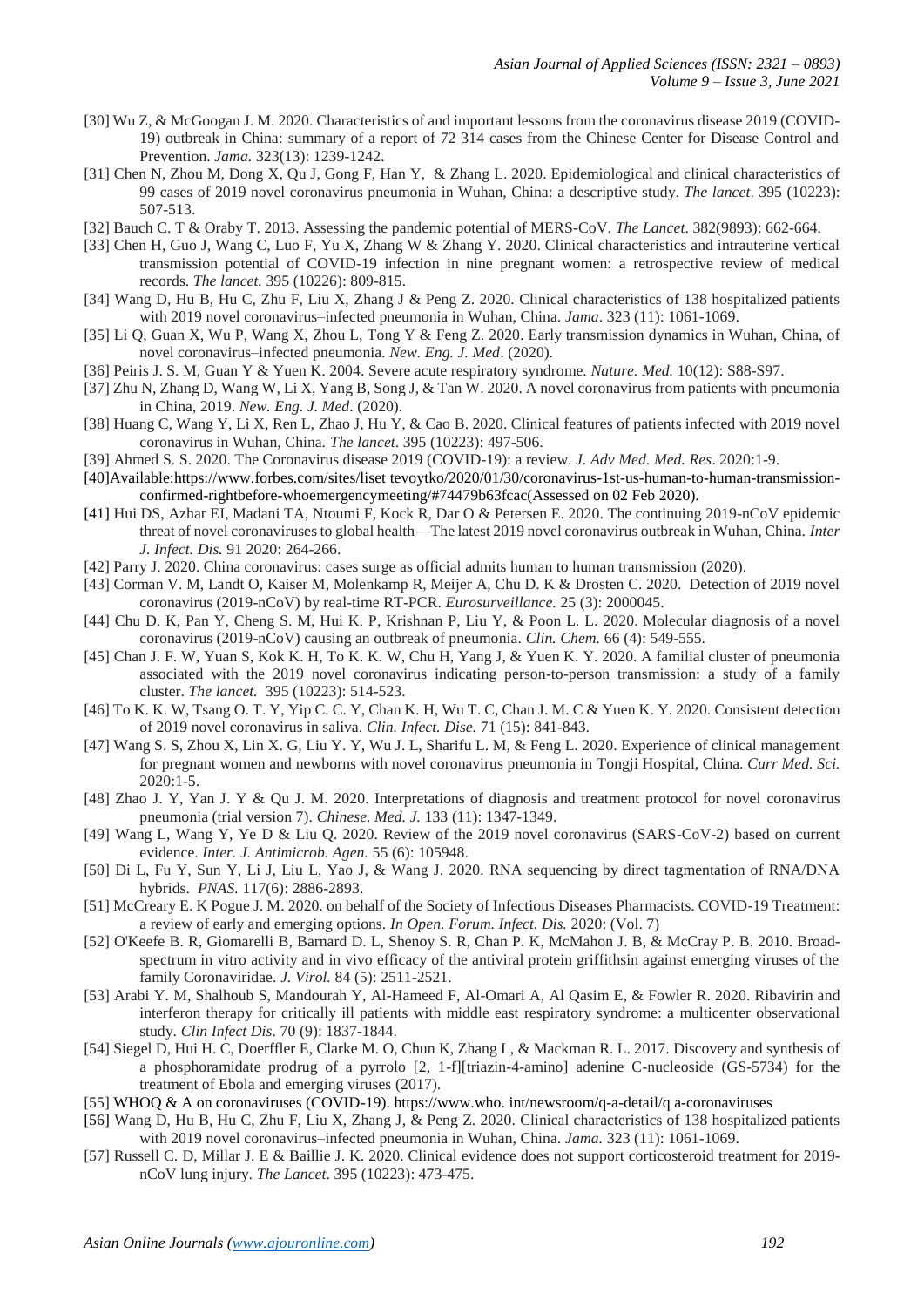[30] Wu Z, & McGoogan J. M. 2020. Characteristics of and important lessons from the coronavirus disease 2019 (COVID-19) outbreak in China: summary of a report of 72 314 cases from the Chinese Center for Disease Control and Prevention. *Jama.* 323(13): 1239-1242.

[31] Chen N, Zhou M, Dong X, Qu J, Gong F, Han Y, & Zhang L. 2020. Epidemiological and clinical characteristics of 99 cases of 2019 novel coronavirus pneumonia in Wuhan, China: a descriptive study. *The lancet*. 395 (10223): 507-513.

[32] Bauch C. T & Oraby T. 2013. Assessing the pandemic potential of MERS-CoV. *The Lancet*. 382(9893): 662-664.

[33] Chen H, Guo J, Wang C, Luo F, Yu X, Zhang W & Zhang Y. 2020. Clinical characteristics and intrauterine vertical transmission potential of COVID-19 infection in nine pregnant women: a retrospective review of medical records. *The lancet.* 395 (10226): 809-815.

[34] Wang D, Hu B, Hu C, Zhu F, Liu X, Zhang J & Peng Z. 2020. Clinical characteristics of 138 hospitalized patients with 2019 novel coronavirus–infected pneumonia in Wuhan, China. *Jama*. 323 (11): 1061-1069.

[35] Li Q, Guan X, Wu P, Wang X, Zhou L, Tong Y & Feng Z. 2020. Early transmission dynamics in Wuhan, China, of novel coronavirus–infected pneumonia. *New. Eng. J. Med*. (2020).

[36] Peiris J. S. M, Guan Y & Yuen K. 2004. Severe acute respiratory syndrome. *Nature. Med.* 10(12): S88-S97.

[37] Zhu N, Zhang D, Wang W, Li X, Yang B, Song J, & Tan W. 2020. A novel coronavirus from patients with pneumonia in China, 2019. *New. Eng. J. Med*. (2020).

[38] Huang C, Wang Y, Li X, Ren L, Zhao J, Hu Y, & Cao B. 2020. Clinical features of patients infected with 2019 novel coronavirus in Wuhan, China. *The lancet*. 395 (10223): 497-506.

[39] Ahmed S. S. 2020. The Coronavirus disease 2019 (COVID-19): a review. *J. Adv Med. Med. Res*. 2020:1-9.

[40]Available:https://www.forbes.com/sites/liset tevoytko/2020/01/30/coronavirus-1st-us-human-to-human-transmission-confirmed-rightbefore-whoemergencymeeting/#74479b63fcac(Assessed on 02 Feb 2020).

[41] Hui DS, Azhar EI, Madani TA, Ntoumi F, Kock R, Dar O & Petersen E. 2020. The continuing 2019-nCoV epidemic threat of novel coronaviruses to global health—The latest 2019 novel coronavirus outbreak in Wuhan, China. *Inter J. Infect. Dis.* 91 2020: 264-266.

[42] Parry J. 2020. China coronavirus: cases surge as official admits human to human transmission (2020).

[43] Corman V. M, Landt O, Kaiser M, Molenkamp R, Meijer A, Chu D. K & Drosten C. 2020. Detection of 2019 novel coronavirus (2019-nCoV) by real-time RT-PCR. *Eurosurveillance.* 25 (3): 2000045.

[44] Chu D. K, Pan Y, Cheng S. M, Hui K. P, Krishnan P, Liu Y, & Poon L. L. 2020. Molecular diagnosis of a novel coronavirus (2019-nCoV) causing an outbreak of pneumonia. *Clin. Chem.* 66 (4): 549-555.

[45] Chan J. F. W, Yuan S, Kok K. H, To K. K. W, Chu H, Yang J, & Yuen K. Y. 2020. A familial cluster of pneumonia associated with the 2019 novel coronavirus indicating person-to-person transmission: a study of a family cluster. *The lancet.* 395 (10223): 514-523.

[46] To K. K. W, Tsang O. T. Y, Yip C. C. Y, Chan K. H, Wu T. C, Chan J. M. C & Yuen K. Y. 2020. Consistent detection of 2019 novel coronavirus in saliva. *Clin. Infect. Dise.* 71 (15): 841-843.

[47] Wang S. S, Zhou X, Lin X. G, Liu Y. Y, Wu J. L, Sharifu L. M, & Feng L. 2020. Experience of clinical management for pregnant women and newborns with novel coronavirus pneumonia in Tongji Hospital, China. *Curr Med. Sci.* 2020:1-5.

[48] Zhao J. Y, Yan J. Y & Qu J. M. 2020. Interpretations of diagnosis and treatment protocol for novel coronavirus pneumonia (trial version 7). *Chinese. Med. J.* 133 (11): 1347-1349.

[49] Wang L, Wang Y, Ye D & Liu Q. 2020. Review of the 2019 novel coronavirus (SARS-CoV-2) based on current evidence. *Inter. J. Antimicrob. Agen.* 55 (6): 105948.

[50] Di L, Fu Y, Sun Y, Li J, Liu L, Yao J, & Wang J. 2020. RNA sequencing by direct tagmentation of RNA/DNA hybrids. *PNAS.* 117(6): 2886-2893.

[51] McCreary E. K Pogue J. M. 2020. on behalf of the Society of Infectious Diseases Pharmacists. COVID-19 Treatment: a review of early and emerging options. *In Open. Forum. Infect. Dis.* 2020: (Vol. 7)

[52] O'Keefe B. R, Giomarelli B, Barnard D. L, Shenoy S. R, Chan P. K, McMahon J. B, & McCray P. B. 2010. Broad-spectrum in vitro activity and in vivo efficacy of the antiviral protein griffithsin against emerging viruses of the family Coronaviridae. *J. Virol.* 84 (5): 2511-2521.

[53] Arabi Y. M, Shalhoub S, Mandourah Y, Al-Hameed F, Al-Omari A, Al Qasim E, & Fowler R. 2020. Ribavirin and interferon therapy for critically ill patients with middle east respiratory syndrome: a multicenter observational study. *Clin Infect Dis*. 70 (9): 1837-1844.

[54] Siegel D, Hui H. C, Doerffler E, Clarke M. O, Chun K, Zhang L, & Mackman R. L. 2017. Discovery and synthesis of a phosphoramidate prodrug of a pyrrolo [2, 1-f][triazin-4-amino] adenine C-nucleoside (GS-5734) for the treatment of Ebola and emerging viruses (2017).

[55] WHOQ & A on coronaviruses (COVID-19). https://www.who. int/newsroom/q-a-detail/q a-coronaviruses

[56] Wang D, Hu B, Hu C, Zhu F, Liu X, Zhang J, & Peng Z. 2020. Clinical characteristics of 138 hospitalized patients with 2019 novel coronavirus–infected pneumonia in Wuhan, China. *Jama.* 323 (11): 1061-1069.

[57] Russell C. D, Millar J. E & Baillie J. K. 2020. Clinical evidence does not support corticosteroid treatment for 2019-nCoV lung injury. *The Lancet*. 395 (10223): 473-475.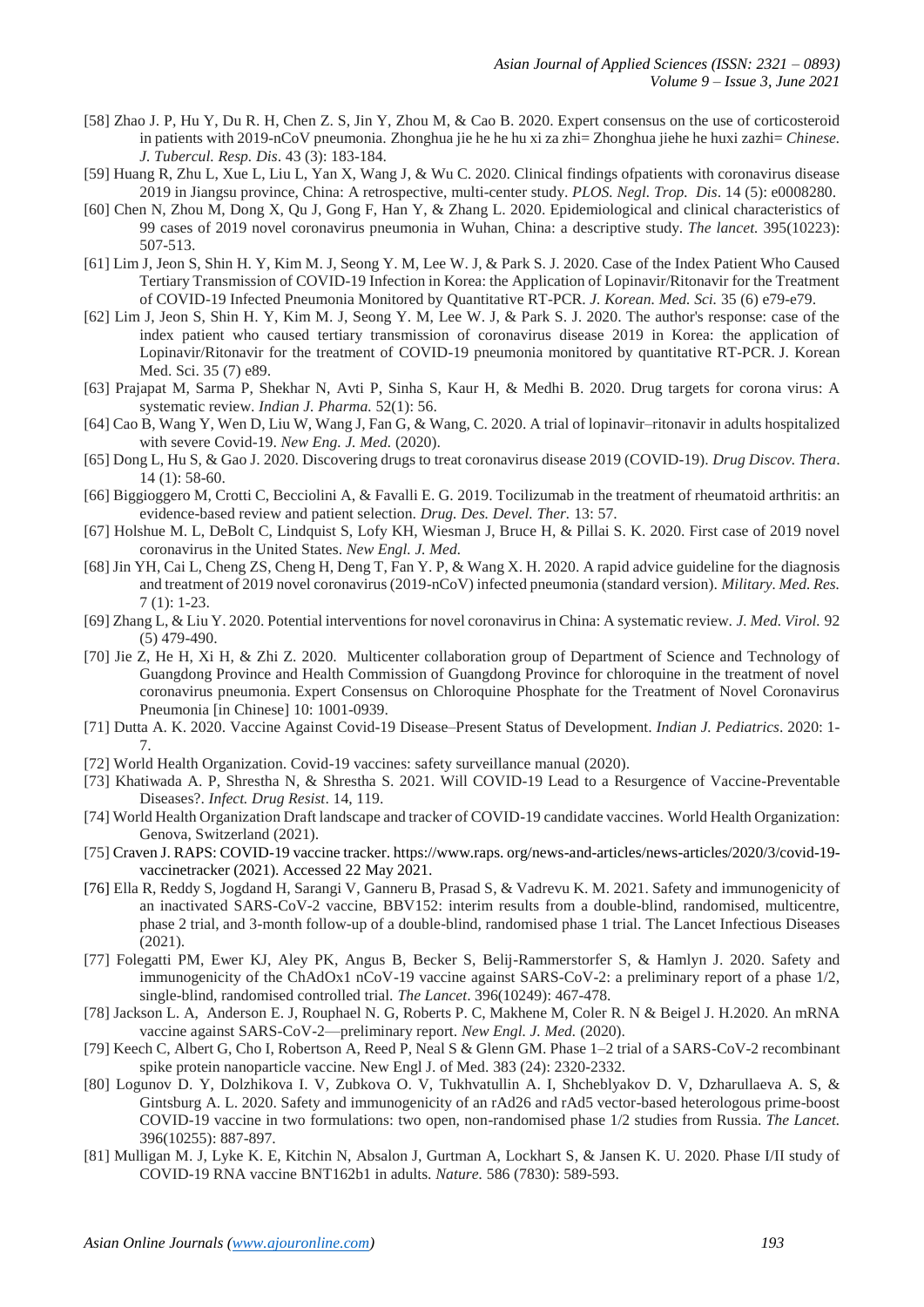[58] Zhao J. P, Hu Y, Du R. H, Chen Z. S, Jin Y, Zhou M, & Cao B. 2020. Expert consensus on the use of corticosteroid in patients with 2019-nCoV pneumonia. Zhonghua jie he he hu xi za zhi= Zhonghua jiehe he huxi zazhi= *Chinese. J. Tubercul. Resp. Dis*. 43 (3): 183-184.

[59] Huang R, Zhu L, Xue L, Liu L, Yan X, Wang J, & Wu C. 2020. Clinical findings ofpatients with coronavirus disease 2019 in Jiangsu province, China: A retrospective, multi-center study. *PLOS. Negl. Trop. Dis*. 14 (5): e0008280.

[60] Chen N, Zhou M, Dong X, Qu J, Gong F, Han Y, & Zhang L. 2020. Epidemiological and clinical characteristics of 99 cases of 2019 novel coronavirus pneumonia in Wuhan, China: a descriptive study. *The lancet.* 395(10223): 507-513.

[61] Lim J, Jeon S, Shin H. Y, Kim M. J, Seong Y. M, Lee W. J, & Park S. J. 2020. Case of the Index Patient Who Caused Tertiary Transmission of COVID-19 Infection in Korea: the Application of Lopinavir/Ritonavir for the Treatment of COVID-19 Infected Pneumonia Monitored by Quantitative RT-PCR. *J. Korean. Med. Sci.* 35 (6) e79-e79.

[62] Lim J, Jeon S, Shin H. Y, Kim M. J, Seong Y. M, Lee W. J, & Park S. J. 2020. The author's response: case of the index patient who caused tertiary transmission of coronavirus disease 2019 in Korea: the application of Lopinavir/Ritonavir for the treatment of COVID-19 pneumonia monitored by quantitative RT-PCR. J. Korean Med. Sci. 35 (7) e89.

[63] Prajapat M, Sarma P, Shekhar N, Avti P, Sinha S, Kaur H, & Medhi B. 2020. Drug targets for corona virus: A systematic review. *Indian J. Pharma.* 52(1): 56.

[64] Cao B, Wang Y, Wen D, Liu W, Wang J, Fan G, & Wang, C. 2020. A trial of lopinavir–ritonavir in adults hospitalized with severe Covid-19. *New Eng. J. Med.* (2020).

[65] Dong L, Hu S, & Gao J. 2020. Discovering drugs to treat coronavirus disease 2019 (COVID-19). *Drug Discov. Thera*. 14 (1): 58-60.

[66] Biggioggero M, Crotti C, Becciolini A, & Favalli E. G. 2019. Tocilizumab in the treatment of rheumatoid arthritis: an evidence-based review and patient selection. *Drug. Des. Devel. Ther.* 13: 57.

[67] Holshue M. L, DeBolt C, Lindquist S, Lofy KH, Wiesman J, Bruce H, & Pillai S. K. 2020. First case of 2019 novel coronavirus in the United States. *New Engl. J. Med.*

[68] Jin YH, Cai L, Cheng ZS, Cheng H, Deng T, Fan Y. P, & Wang X. H. 2020. A rapid advice guideline for the diagnosis and treatment of 2019 novel coronavirus (2019-nCoV) infected pneumonia (standard version). *Military. Med. Res.* 7 (1): 1-23.

[69] Zhang L, & Liu Y. 2020. Potential interventions for novel coronavirus in China: A systematic review. *J. Med. Virol.* 92 (5) 479-490.

[70] Jie Z, He H, Xi H, & Zhi Z. 2020. Multicenter collaboration group of Department of Science and Technology of Guangdong Province and Health Commission of Guangdong Province for chloroquine in the treatment of novel coronavirus pneumonia. Expert Consensus on Chloroquine Phosphate for the Treatment of Novel Coronavirus Pneumonia [in Chinese] 10: 1001-0939.

[71] Dutta A. K. 2020. Vaccine Against Covid-19 Disease–Present Status of Development. *Indian J. Pediatrics*. 2020: 1-7.

[72] World Health Organization. Covid-19 vaccines: safety surveillance manual (2020).

[73] Khatiwada A. P, Shrestha N, & Shrestha S. 2021. Will COVID-19 Lead to a Resurgence of Vaccine-Preventable Diseases?. *Infect. Drug Resist*. 14, 119.

[74] World Health Organization Draft landscape and tracker of COVID-19 candidate vaccines. World Health Organization: Genova, Switzerland (2021).

[75] Craven J. RAPS: COVID-19 vaccine tracker. https://www.raps. org/news-and-articles/news-articles/2020/3/covid-19-vaccinetracker (2021). Accessed 22 May 2021.

[76] Ella R, Reddy S, Jogdand H, Sarangi V, Ganneru B, Prasad S, & Vadrevu K. M. 2021. Safety and immunogenicity of an inactivated SARS-CoV-2 vaccine, BBV152: interim results from a double-blind, randomised, multicentre, phase 2 trial, and 3-month follow-up of a double-blind, randomised phase 1 trial. The Lancet Infectious Diseases (2021).

[77] Folegatti PM, Ewer KJ, Aley PK, Angus B, Becker S, Belij-Rammerstorfer S, & Hamlyn J. 2020. Safety and immunogenicity of the ChAdOx1 nCoV-19 vaccine against SARS-CoV-2: a preliminary report of a phase 1/2, single-blind, randomised controlled trial. *The Lancet*. 396(10249): 467-478.

[78] Jackson L. A, Anderson E. J, Rouphael N. G, Roberts P. C, Makhene M, Coler R. N & Beigel J. H.2020. An mRNA vaccine against SARS-CoV-2—preliminary report. *New Engl. J. Med.* (2020).

[79] Keech C, Albert G, Cho I, Robertson A, Reed P, Neal S & Glenn GM. Phase 1–2 trial of a SARS-CoV-2 recombinant spike protein nanoparticle vaccine. New Engl J. of Med. 383 (24): 2320-2332.

[80] Logunov D. Y, Dolzhikova I. V, Zubkova O. V, Tukhvatullin A. I, Shcheblyakov D. V, Dzharullaeva A. S, & Gintsburg A. L. 2020. Safety and immunogenicity of an rAd26 and rAd5 vector-based heterologous prime-boost COVID-19 vaccine in two formulations: two open, non-randomised phase 1/2 studies from Russia. *The Lancet.* 396(10255): 887-897.

[81] Mulligan M. J, Lyke K. E, Kitchin N, Absalon J, Gurtman A, Lockhart S, & Jansen K. U. 2020. Phase I/II study of COVID-19 RNA vaccine BNT162b1 in adults. *Nature.* 586 (7830): 589-593.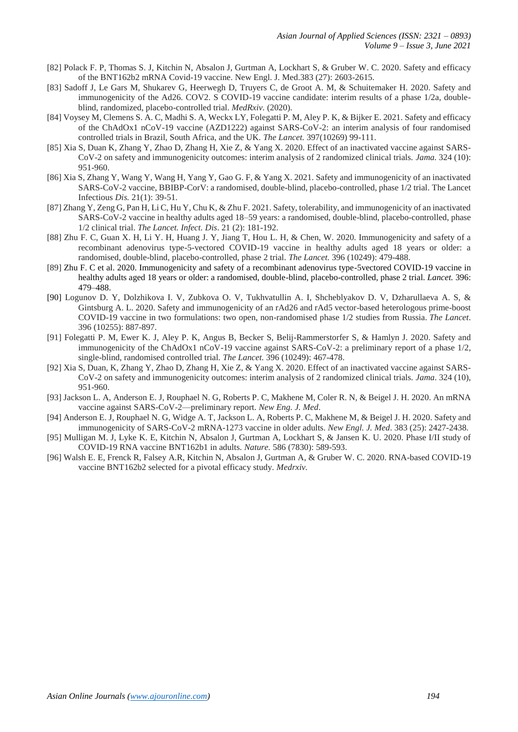[82] Polack F. P, Thomas S. J, Kitchin N, Absalon J, Gurtman A, Lockhart S, & Gruber W. C. 2020. Safety and efficacy of the BNT162b2 mRNA Covid-19 vaccine. New Engl. J. Med.383 (27): 2603-2615.

[83] Sadoff J, Le Gars M, Shukarev G, Heerwegh D, Truyers C, de Groot A. M, & Schuitemaker H. 2020. Safety and immunogenicity of the Ad26. COV2. S COVID-19 vaccine candidate: interim results of a phase 1/2a, double-blind, randomized, placebo-controlled trial. *MedRxiv.* (2020).

[84] Voysey M, Clemens S. A. C, Madhi S. A, Weckx LY, Folegatti P. M, Aley P. K, & Bijker E. 2021. Safety and efficacy of the ChAdOx1 nCoV-19 vaccine (AZD1222) against SARS-CoV-2: an interim analysis of four randomised controlled trials in Brazil, South Africa, and the UK. *The Lancet.* 397(10269) 99-111.

[85] Xia S, Duan K, Zhang Y, Zhao D, Zhang H, Xie Z, & Yang X. 2020. Effect of an inactivated vaccine against SARS-CoV-2 on safety and immunogenicity outcomes: interim analysis of 2 randomized clinical trials. *Jama.* 324 (10): 951-960.

[86] Xia S, Zhang Y, Wang Y, Wang H, Yang Y, Gao G. F, & Yang X. 2021. Safety and immunogenicity of an inactivated SARS-CoV-2 vaccine, BBIBP-CorV: a randomised, double-blind, placebo-controlled, phase 1/2 trial. The Lancet Infectious *Dis.* 21(1): 39-51.

[87] Zhang Y, Zeng G, Pan H, Li C, Hu Y, Chu K, & Zhu F. 2021. Safety, tolerability, and immunogenicity of an inactivated SARS-CoV-2 vaccine in healthy adults aged 18–59 years: a randomised, double-blind, placebo-controlled, phase 1/2 clinical trial. *The Lancet. Infect. Dis*. 21 (2): 181-192.

[88] Zhu F. C, Guan X. H, Li Y. H, Huang J. Y, Jiang T, Hou L. H, & Chen, W. 2020. Immunogenicity and safety of a recombinant adenovirus type-5-vectored COVID-19 vaccine in healthy adults aged 18 years or older: a randomised, double-blind, placebo-controlled, phase 2 trial. *The Lancet.* 396 (10249): 479-488.

[89] Zhu F. C et al. 2020. Immunogenicity and safety of a recombinant adenovirus type-5vectored COVID-19 vaccine in healthy adults aged 18 years or older: a randomised, double-blind, placebo-controlled, phase 2 trial. *Lancet.* 396: 479–488.

[90] Logunov D. Y, Dolzhikova I. V, Zubkova O. V, Tukhvatullin A. I, Shcheblyakov D. V, Dzharullaeva A. S, & Gintsburg A. L. 2020. Safety and immunogenicity of an rAd26 and rAd5 vector-based heterologous prime-boost COVID-19 vaccine in two formulations: two open, non-randomised phase 1/2 studies from Russia. *The Lancet*. 396 (10255): 887-897.

[91] Folegatti P. M, Ewer K. J, Aley P. K, Angus B, Becker S, Belij-Rammerstorfer S, & Hamlyn J. 2020. Safety and immunogenicity of the ChAdOx1 nCoV-19 vaccine against SARS-CoV-2: a preliminary report of a phase 1/2, single-blind, randomised controlled trial. *The Lancet.* 396 (10249): 467-478.

[92] Xia S, Duan, K, Zhang Y, Zhao D, Zhang H, Xie Z, & Yang X. 2020. Effect of an inactivated vaccine against SARS-CoV-2 on safety and immunogenicity outcomes: interim analysis of 2 randomized clinical trials. *Jama*. 324 (10), 951-960.

[93] Jackson L. A, Anderson E. J, Rouphael N. G, Roberts P. C, Makhene M, Coler R. N, & Beigel J. H. 2020. An mRNA vaccine against SARS-CoV-2—preliminary report. *New Eng. J. Med*.

[94] Anderson E. J, Rouphael N. G, Widge A. T, Jackson L. A, Roberts P. C, Makhene M, & Beigel J. H. 2020. Safety and immunogenicity of SARS-CoV-2 mRNA-1273 vaccine in older adults. *New Engl. J. Med*. 383 (25): 2427-2438.

[95] Mulligan M. J, Lyke K. E, Kitchin N, Absalon J, Gurtman A, Lockhart S, & Jansen K. U. 2020. Phase I/II study of COVID-19 RNA vaccine BNT162b1 in adults. *Nature.* 586 (7830): 589-593.

[96] Walsh E. E, Frenck R, Falsey A.R, Kitchin N, Absalon J, Gurtman A, & Gruber W. C. 2020. RNA-based COVID-19 vaccine BNT162b2 selected for a pivotal efficacy study. *Medrxiv.*